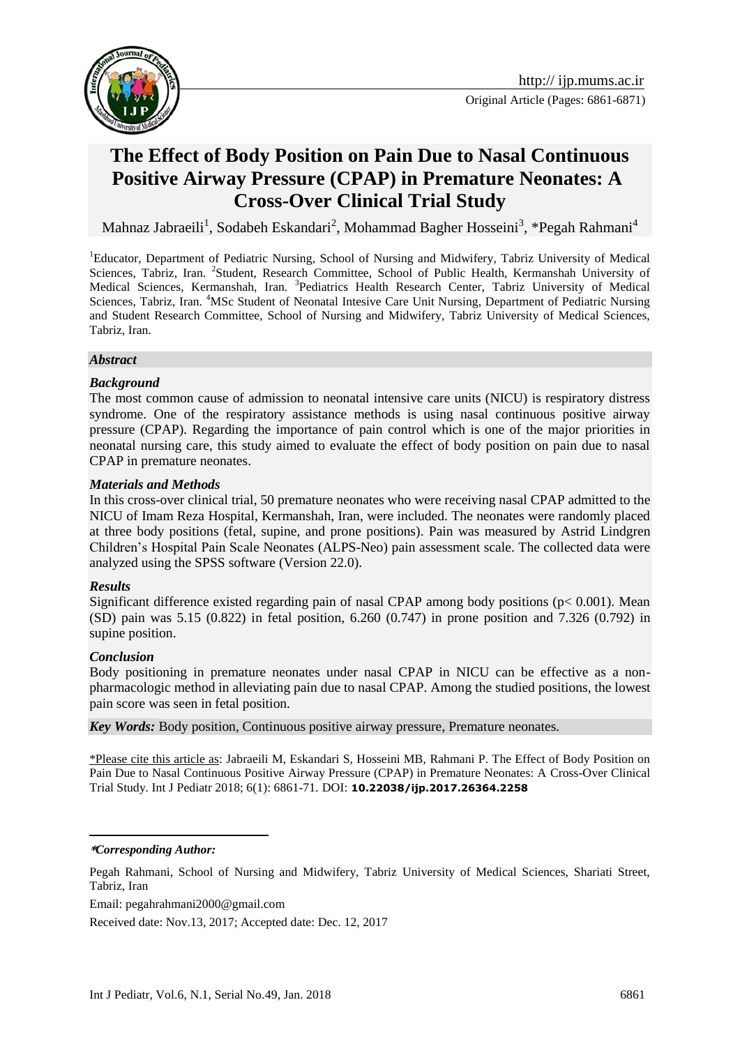http:// ijp.mums.ac.ir

Original Article (Pages: 6861-6871)

# The Effect of Body Position on Pain Due to Nasal Continuous Positive Airway Pressure (CPAP) in Premature Neonates: A Cross-Over Clinical Trial Study

Mahnaz Jabraeili[1], Sodabeh Eskandari[2], Mohammad Bagher Hosseini[3], *Pegah Rahmani[4]

[1]Educator, Department of Pediatric Nursing, School of Nursing and Midwifery, Tabriz University of Medical Sciences, Tabriz, Iran. [2]Student, Research Committee, School of Public Health, Kermanshah University of Medical Sciences, Kermanshah, Iran. [3]Pediatrics Health Research Center, Tabriz University of Medical Sciences, Tabriz, Iran. [4]MSc Student of Neonatal Intesive Care Unit Nursing, Department of Pediatric Nursing and Student Research Committee, School of Nursing and Midwifery, Tabriz University of Medical Sciences, Tabriz, Iran.

### *Abstract*

#### *Background*

The most common cause of admission to neonatal intensive care units (NICU) is respiratory distress syndrome. One of the respiratory assistance methods is using nasal continuous positive airway pressure (CPAP). Regarding the importance of pain control which is one of the major priorities in neonatal nursing care, this study aimed to evaluate the effect of body position on pain due to nasal CPAP in premature neonates.

#### *Materials and Methods*

In this cross-over clinical trial, 50 premature neonates who were receiving nasal CPAP admitted to the NICU of Imam Reza Hospital, Kermanshah, Iran, were included. The neonates were randomly placed at three body positions (fetal, supine, and prone positions). Pain was measured by Astrid Lindgren Children's Hospital Pain Scale Neonates (ALPS-Neo) pain assessment scale. The collected data were analyzed using the SPSS software (Version 22.0).

#### *Results*

Significant difference existed regarding pain of nasal CPAP among body positions ($p < 0.001$). Mean (SD) pain was 5.15 (0.822) in fetal position, 6.260 (0.747) in prone position and 7.326 (0.792) in supine position.

#### *Conclusion*

Body positioning in premature neonates under nasal CPAP in NICU can be effective as a non-pharmacologic method in alleviating pain due to nasal CPAP. Among the studied positions, the lowest pain score was seen in fetal position.

***Key Words:*** Body position, Continuous positive airway pressure, Premature neonates.

\*Please cite this article as: Jabraeili M, Eskandari S, Hosseini MB, Rahmani P. The Effect of Body Position on Pain Due to Nasal Continuous Positive Airway Pressure (CPAP) in Premature Neonates: A Cross-Over Clinical Trial Study. Int J Pediatr 2018; 6(1): 6861-71. DOI: **10.22038/ijp.2017.26364.2258**

---

***\*Corresponding Author:***

Pegah Rahmani, School of Nursing and Midwifery, Tabriz University of Medical Sciences, Shariati Street, Tabriz, Iran

Email: pegahrahmani2000@gmail.com

Received date: Nov.13, 2017; Accepted date: Dec. 12, 2017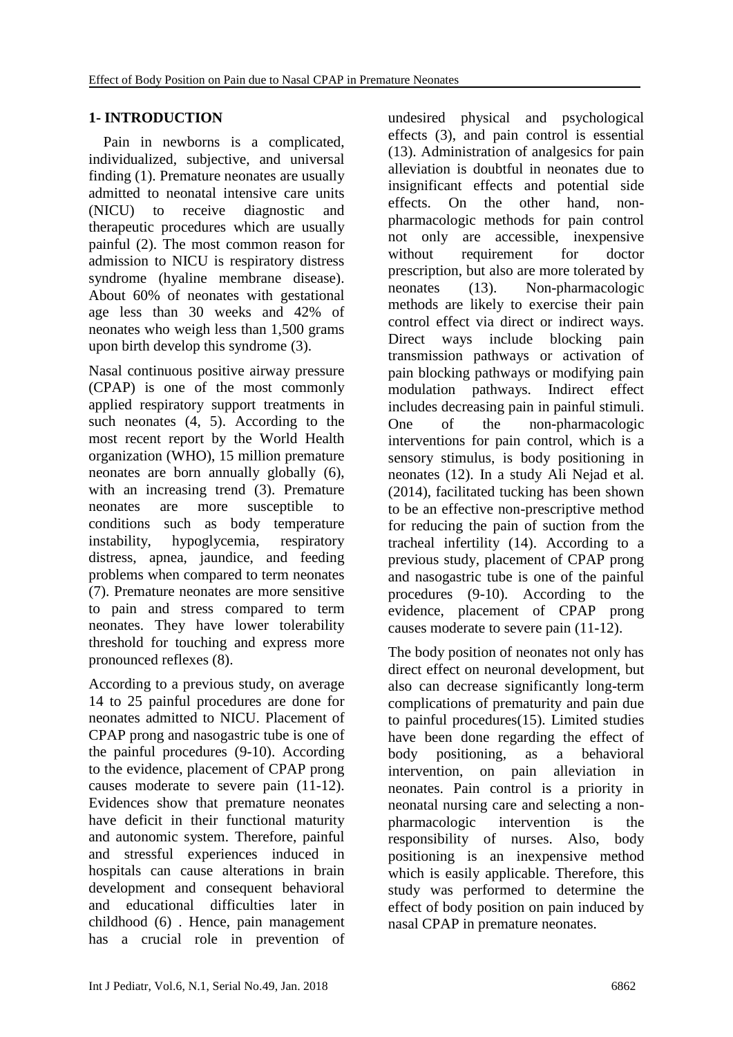## 1- INTRODUCTION

Pain in newborns is a complicated, individualized, subjective, and universal finding (1). Premature neonates are usually admitted to neonatal intensive care units (NICU) to receive diagnostic and therapeutic procedures which are usually painful (2). The most common reason for admission to NICU is respiratory distress syndrome (hyaline membrane disease). About 60% of neonates with gestational age less than 30 weeks and 42% of neonates who weigh less than 1,500 grams upon birth develop this syndrome (3).

Nasal continuous positive airway pressure (CPAP) is one of the most commonly applied respiratory support treatments in such neonates (4, 5). According to the most recent report by the World Health organization (WHO), 15 million premature neonates are born annually globally (6), with an increasing trend (3). Premature neonates are more susceptible to conditions such as body temperature instability, hypoglycemia, respiratory distress, apnea, jaundice, and feeding problems when compared to term neonates (7). Premature neonates are more sensitive to pain and stress compared to term neonates. They have lower tolerability threshold for touching and express more pronounced reflexes (8).

According to a previous study, on average 14 to 25 painful procedures are done for neonates admitted to NICU. Placement of CPAP prong and nasogastric tube is one of the painful procedures (9-10). According to the evidence, placement of CPAP prong causes moderate to severe pain (11-12). Evidences show that premature neonates have deficit in their functional maturity and autonomic system. Therefore, painful and stressful experiences induced in hospitals can cause alterations in brain development and consequent behavioral and educational difficulties later in childhood (6) . Hence, pain management has a crucial role in prevention of undesired physical and psychological effects (3), and pain control is essential (13). Administration of analgesics for pain alleviation is doubtful in neonates due to insignificant effects and potential side effects. On the other hand, non-pharmacologic methods for pain control not only are accessible, inexpensive without requirement for doctor prescription, but also are more tolerated by neonates (13). Non-pharmacologic methods are likely to exercise their pain control effect via direct or indirect ways. Direct ways include blocking pain transmission pathways or activation of pain blocking pathways or modifying pain modulation pathways. Indirect effect includes decreasing pain in painful stimuli. One of the non-pharmacologic interventions for pain control, which is a sensory stimulus, is body positioning in neonates (12). In a study Ali Nejad et al. (2014), facilitated tucking has been shown to be an effective non-prescriptive method for reducing the pain of suction from the tracheal infertility (14). According to a previous study, placement of CPAP prong and nasogastric tube is one of the painful procedures (9-10). According to the evidence, placement of CPAP prong causes moderate to severe pain (11-12).

The body position of neonates not only has direct effect on neuronal development, but also can decrease significantly long-term complications of prematurity and pain due to painful procedures(15). Limited studies have been done regarding the effect of body positioning, as a behavioral intervention, on pain alleviation in neonates. Pain control is a priority in neonatal nursing care and selecting a non-pharmacologic intervention is the responsibility of nurses. Also, body positioning is an inexpensive method which is easily applicable. Therefore, this study was performed to determine the effect of body position on pain induced by nasal CPAP in premature neonates.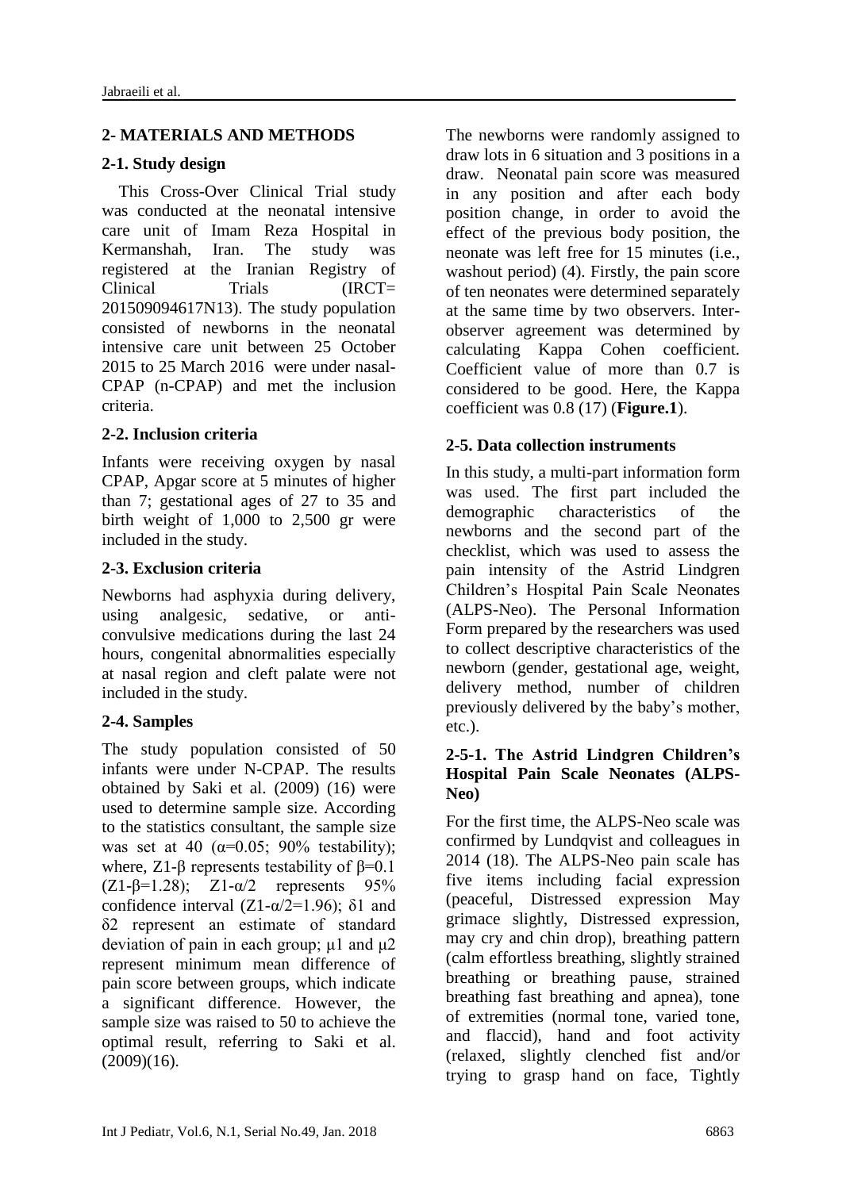## 2- MATERIALS AND METHODS

### 2-1. Study design

This Cross-Over Clinical Trial study was conducted at the neonatal intensive care unit of Imam Reza Hospital in Kermanshah, Iran. The study was registered at the Iranian Registry of Clinical Trials (IRCT= 201509094617N13). The study population consisted of newborns in the neonatal intensive care unit between 25 October 2015 to 25 March 2016 were under nasal-CPAP (n-CPAP) and met the inclusion criteria.

### 2-2. Inclusion criteria

Infants were receiving oxygen by nasal CPAP, Apgar score at 5 minutes of higher than 7; gestational ages of 27 to 35 and birth weight of 1,000 to 2,500 gr were included in the study.

### 2-3. Exclusion criteria

Newborns had asphyxia during delivery, using analgesic, sedative, or anti-convulsive medications during the last 24 hours, congenital abnormalities especially at nasal region and cleft palate were not included in the study.

### 2-4. Samples

The study population consisted of 50 infants were under N-CPAP. The results obtained by Saki et al. (2009) (16) were used to determine sample size. According to the statistics consultant, the sample size was set at 40 ($\alpha$=0.05; 90% testability); where, $Z_{1-\beta}$ represents testability of $\beta$=0.1 ($Z_{1-\beta}$=1.28); $Z_{1-\alpha/2}$ represents 95% confidence interval ($Z_{1-\alpha/2}$=1.96); $\delta_1$ and $\delta_2$ represent an estimate of standard deviation of pain in each group; $\mu_1$ and $\mu_2$ represent minimum mean difference of pain score between groups, which indicate a significant difference. However, the sample size was raised to 50 to achieve the optimal result, referring to Saki et al. (2009)(16).

The newborns were randomly assigned to draw lots in 6 situation and 3 positions in a draw. Neonatal pain score was measured in any position and after each body position change, in order to avoid the effect of the previous body position, the neonate was left free for 15 minutes (i.e., washout period) (4). Firstly, the pain score of ten neonates were determined separately at the same time by two observers. Inter-observer agreement was determined by calculating Kappa Cohen coefficient. Coefficient value of more than 0.7 is considered to be good. Here, the Kappa coefficient was 0.8 (17) (**Figure.1**).

### 2-5. Data collection instruments

In this study, a multi-part information form was used. The first part included the demographic characteristics of the newborns and the second part of the checklist, which was used to assess the pain intensity of the Astrid Lindgren Children's Hospital Pain Scale Neonates (ALPS-Neo). The Personal Information Form prepared by the researchers was used to collect descriptive characteristics of the newborn (gender, gestational age, weight, delivery method, number of children previously delivered by the baby's mother, etc.).

#### 2-5-1. The Astrid Lindgren Children's Hospital Pain Scale Neonates (ALPS-Neo)

For the first time, the ALPS-Neo scale was confirmed by Lundqvist and colleagues in 2014 (18). The ALPS-Neo pain scale has five items including facial expression (peaceful, Distressed expression May grimace slightly, Distressed expression, may cry and chin drop), breathing pattern (calm effortless breathing, slightly strained breathing or breathing pause, strained breathing fast breathing and apnea), tone of extremities (normal tone, varied tone, and flaccid), hand and foot activity (relaxed, slightly clenched fist and/or trying to grasp hand on face, Tightly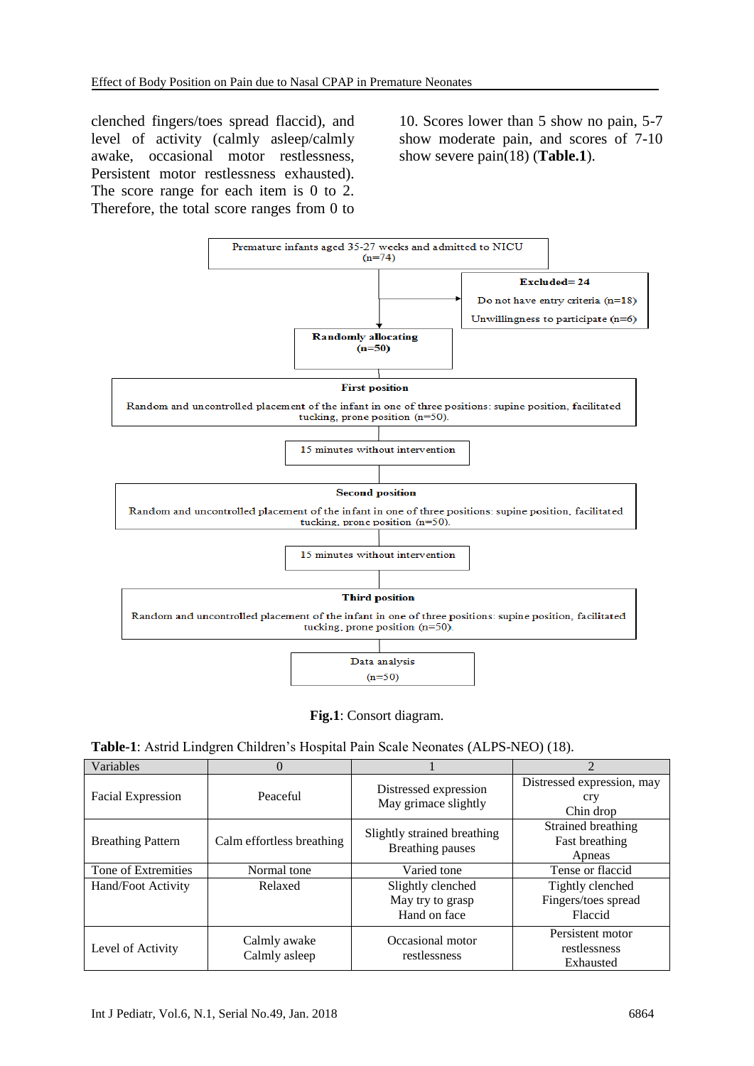clenched fingers/toes spread flaccid), and level of activity (calmly asleep/calmly awake, occasional motor restlessness, Persistent motor restlessness exhausted). The score range for each item is 0 to 2. Therefore, the total score ranges from 0 to 10. Scores lower than 5 show no pain, 5-7 show moderate pain, and scores of 7-10 show severe pain(18) (**Table.1**).

Premature infants aged 35-27 weeks and admitted to NICU (n=74)

**Excluded= 24**

Do not have entry criteria (n=18)

Unwillingness to participate (n=6)

**Randomly allocating (n=50)**

**First position**

Random and uncontrolled placement of the infant in one of three positions: supine position, facilitated tucking, prone position (n=50).

15 minutes without intervention

**Second position**

Random and uncontrolled placement of the infant in one of three positions: supine position, facilitated tucking, prone position (n=50).

15 minutes without intervention

**Third position**

Random and uncontrolled placement of the infant in one of three positions: supine position, facilitated tucking, prone position (n=50).

Data analysis (n=50)

**Fig.1**: Consort diagram.

**Table-1**: Astrid Lindgren Children's Hospital Pain Scale Neonates (ALPS-NEO) (18).

| Variables | 0 | 1 | 2 |
|---|---|---|---|
| Facial Expression | Peaceful | Distressed expression May grimace slightly | Distressed expression, may cry Chin drop |
| Breathing Pattern | Calm effortless breathing | Slightly strained breathing Breathing pauses | Strained breathing Fast breathing Apneas |
| Tone of Extremities | Normal tone | Varied tone | Tense or flaccid |
| Hand/Foot Activity | Relaxed | Slightly clenched May try to grasp Hand on face | Tightly clenched Fingers/toes spread Flaccid |
| Level of Activity | Calmly awake Calmly asleep | Occasional motor restlessness | Persistent motor restlessness Exhausted |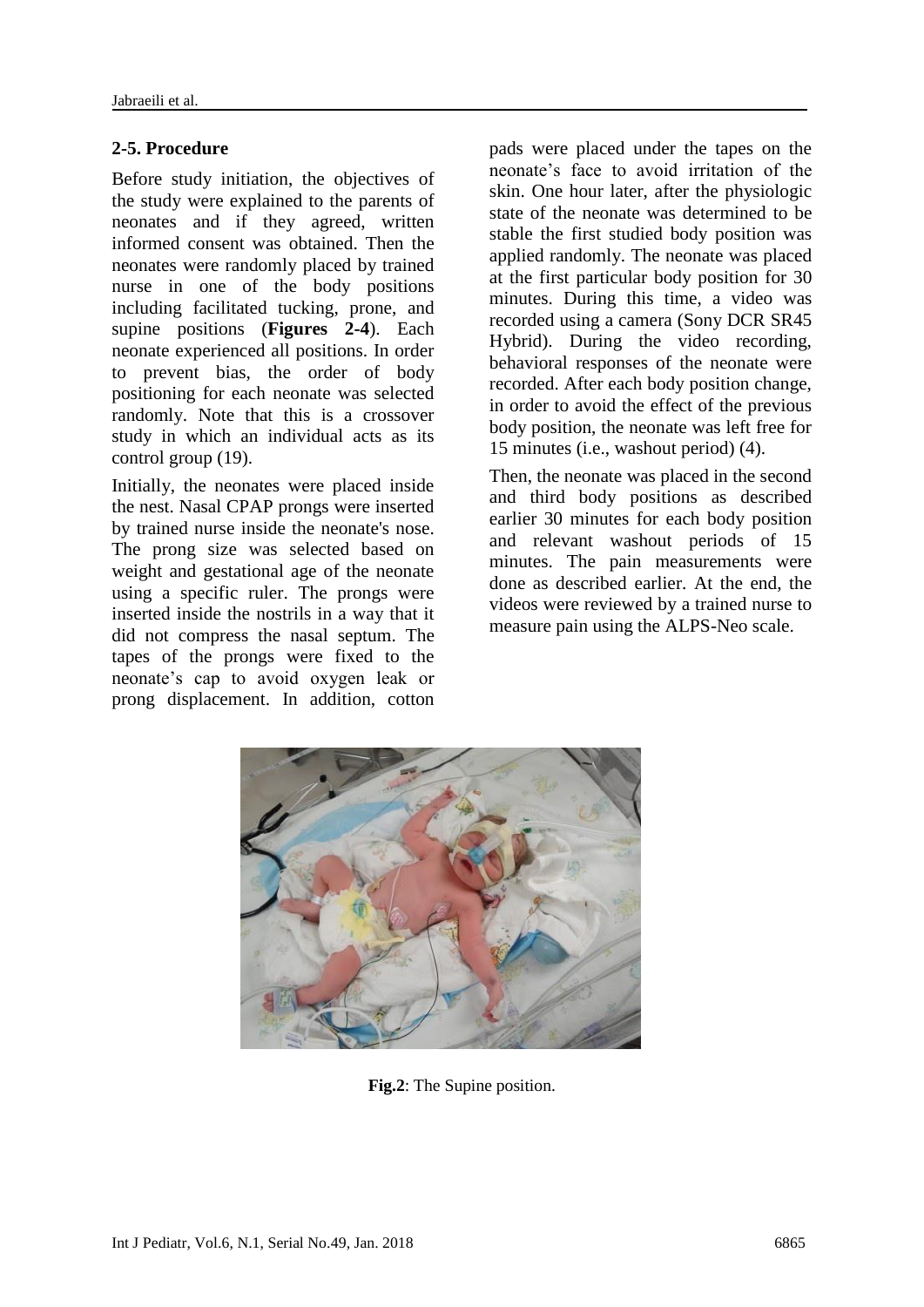### 2-5. Procedure

Before study initiation, the objectives of the study were explained to the parents of neonates and if they agreed, written informed consent was obtained. Then the neonates were randomly placed by trained nurse in one of the body positions including facilitated tucking, prone, and supine positions (**Figures 2-4**). Each neonate experienced all positions. In order to prevent bias, the order of body positioning for each neonate was selected randomly. Note that this is a crossover study in which an individual acts as its control group (19).

Initially, the neonates were placed inside the nest. Nasal CPAP prongs were inserted by trained nurse inside the neonate's nose. The prong size was selected based on weight and gestational age of the neonate using a specific ruler. The prongs were inserted inside the nostrils in a way that it did not compress the nasal septum. The tapes of the prongs were fixed to the neonate's cap to avoid oxygen leak or prong displacement. In addition, cotton pads were placed under the tapes on the neonate's face to avoid irritation of the skin. One hour later, after the physiologic state of the neonate was determined to be stable the first studied body position was applied randomly. The neonate was placed at the first particular body position for 30 minutes. During this time, a video was recorded using a camera (Sony DCR SR45 Hybrid). During the video recording, behavioral responses of the neonate were recorded. After each body position change, in order to avoid the effect of the previous body position, the neonate was left free for 15 minutes (i.e., washout period) (4).

Then, the neonate was placed in the second and third body positions as described earlier 30 minutes for each body position and relevant washout periods of 15 minutes. The pain measurements were done as described earlier. At the end, the videos were reviewed by a trained nurse to measure pain using the ALPS-Neo scale.

**Fig.2**: The Supine position.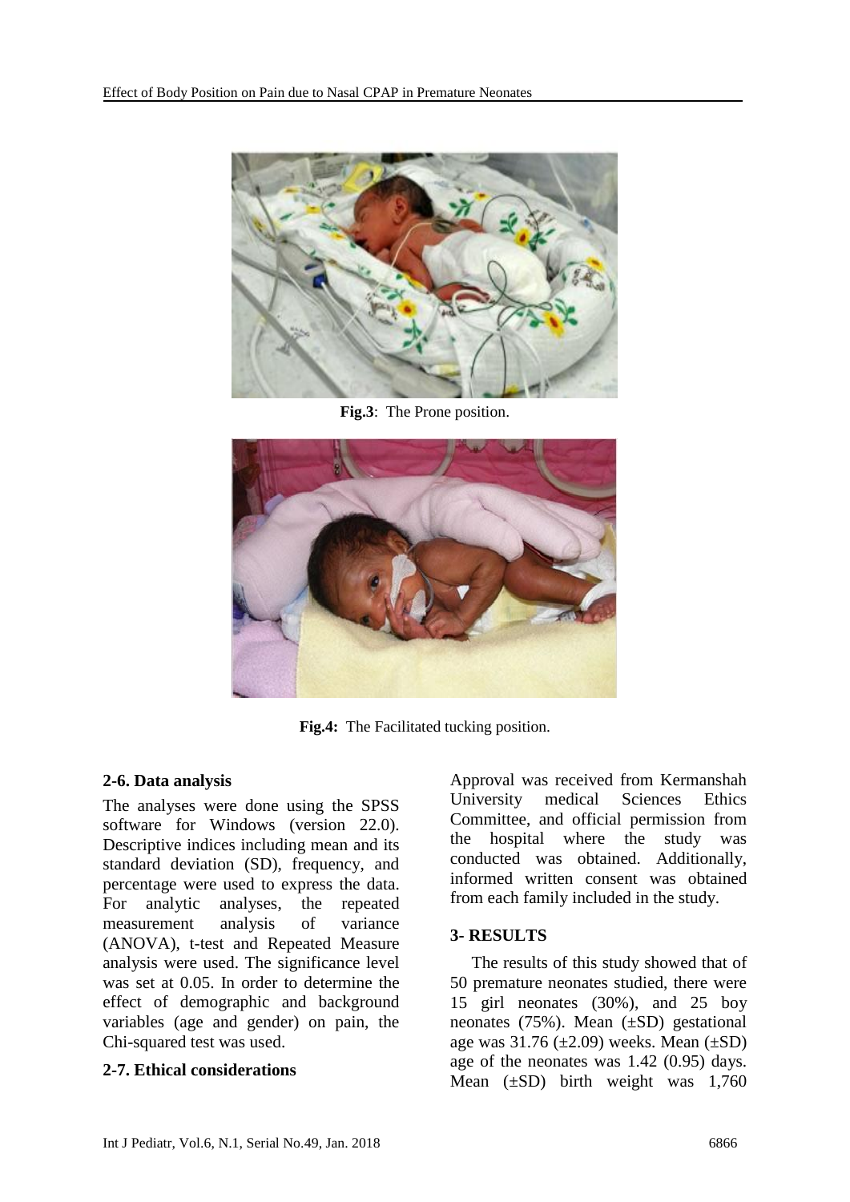**Fig.3**: The Prone position.

**Fig.4:** The Facilitated tucking position.

## 2-6. Data analysis

The analyses were done using the SPSS software for Windows (version 22.0). Descriptive indices including mean and its standard deviation (SD), frequency, and percentage were used to express the data. For analytic analyses, the repeated measurement analysis of variance (ANOVA), t-test and Repeated Measure analysis were used. The significance level was set at 0.05. In order to determine the effect of demographic and background variables (age and gender) on pain, the Chi-squared test was used.

## 2-7. Ethical considerations

Approval was received from Kermanshah University medical Sciences Ethics Committee, and official permission from the hospital where the study was conducted was obtained. Additionally, informed written consent was obtained from each family included in the study.

# 3- RESULTS

The results of this study showed that of 50 premature neonates studied, there were 15 girl neonates (30%), and 25 boy neonates (75%). Mean (±SD) gestational age was 31.76 (±2.09) weeks. Mean (±SD) age of the neonates was 1.42 (0.95) days. Mean (±SD) birth weight was 1,760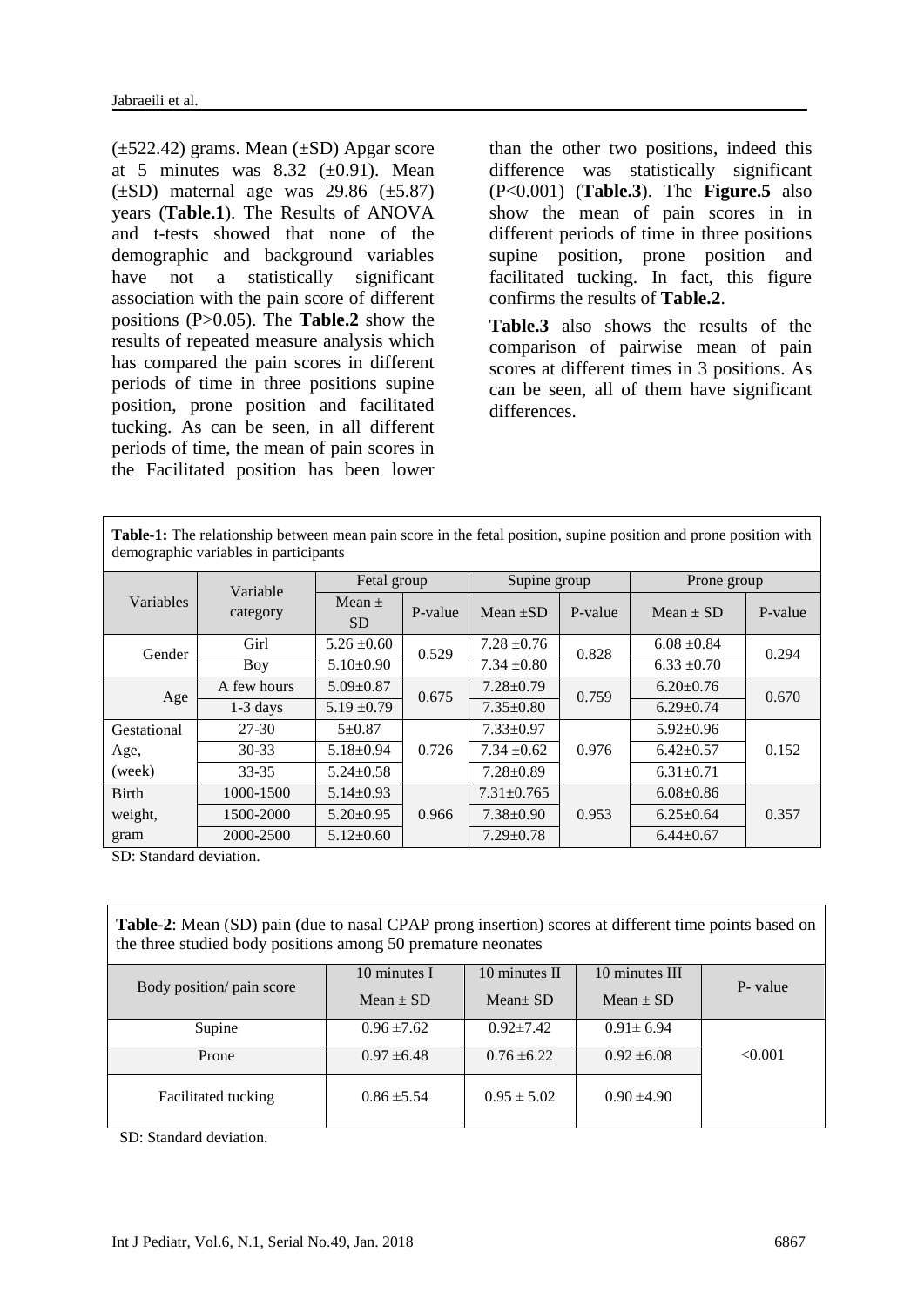(±522.42) grams. Mean (±SD) Apgar score at 5 minutes was 8.32 (±0.91). Mean (±SD) maternal age was 29.86 (±5.87) years (**Table.1**). The Results of ANOVA and t-tests showed that none of the demographic and background variables have not a statistically significant association with the pain score of different positions (P>0.05). The **Table.2** show the results of repeated measure analysis which has compared the pain scores in different periods of time in three positions supine position, prone position and facilitated tucking. As can be seen, in all different periods of time, the mean of pain scores in the Facilitated position has been lower than the other two positions, indeed this difference was statistically significant (P<0.001) (**Table.3**). The **Figure.5** also show the mean of pain scores in in different periods of time in three positions supine position, prone position and facilitated tucking. In fact, this figure confirms the results of **Table.2**.

**Table.3** also shows the results of the comparison of pairwise mean of pain scores at different times in 3 positions. As can be seen, all of them have significant differences.

**Table-1:** The relationship between mean pain score in the fetal position, supine position and prone position with demographic variables in participants

| Variables | Variable category | Fetal group | | Supine group | | Prone group | |
|---|---|---|---|---|---|---|---|
| | | Mean ± SD | P-value | Mean ±SD | P-value | Mean ± SD | P-value |
| Gender | Girl | 5.26 ±0.60 | 0.529 | 7.28 ±0.76 | 0.828 | 6.08 ±0.84 | 0.294 |
| | Boy | 5.10±0.90 | | 7.34 ±0.80 | | 6.33 ±0.70 | |
| Age | A few hours | 5.09±0.87 | 0.675 | 7.28±0.79 | 0.759 | 6.20±0.76 | 0.670 |
| | 1-3 days | 5.19 ±0.79 | | 7.35±0.80 | | 6.29±0.74 | |
| Gestational Age, (week) | 27-30 | 5±0.87 | 0.726 | 7.33±0.97 | 0.976 | 5.92±0.96 | 0.152 |
| | 30-33 | 5.18±0.94 | | 7.34 ±0.62 | | 6.42±0.57 | |
| | 33-35 | 5.24±0.58 | | 7.28±0.89 | | 6.31±0.71 | |
| Birth weight, gram | 1000-1500 | 5.14±0.93 | 0.966 | 7.31±0.765 | 0.953 | 6.08±0.86 | 0.357 |
| | 1500-2000 | 5.20±0.95 | | 7.38±0.90 | | 6.25±0.64 | |
| | 2000-2500 | 5.12±0.60 | | 7.29±0.78 | | 6.44±0.67 | |

SD: Standard deviation.

**Table-2**: Mean (SD) pain (due to nasal CPAP prong insertion) scores at different time points based on the three studied body positions among 50 premature neonates

| Body position/ pain score | 10 minutes I Mean ± SD | 10 minutes II Mean± SD | 10 minutes III Mean ± SD | P- value |
|---|---|---|---|---|
| Supine | 0.96 ±7.62 | 0.92±7.42 | 0.91± 6.94 | <0.001 |
| Prone | 0.97 ±6.48 | 0.76 ±6.22 | 0.92 ±6.08 | |
| Facilitated tucking | 0.86 ±5.54 | 0.95 ± 5.02 | 0.90 ±4.90 | |

SD: Standard deviation.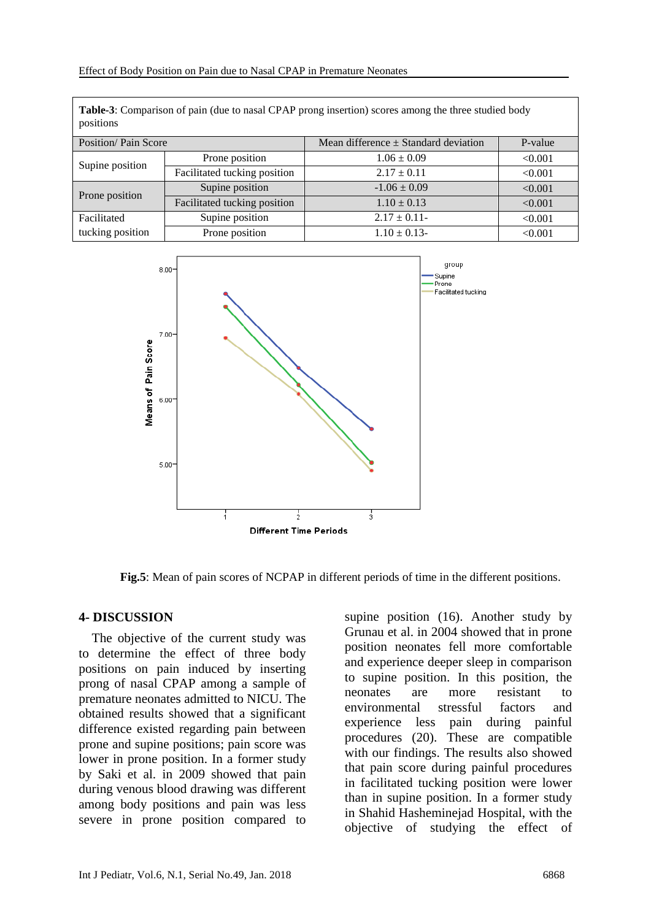**Table-3**: Comparison of pain (due to nasal CPAP prong insertion) scores among the three studied body positions

| Position/ Pain Score | | Mean difference ± Standard deviation | P-value |
|---|---|---|---|
| Supine position | Prone position | 1.06 ± 0.09 | <0.001 |
| | Facilitated tucking position | 2.17 ± 0.11 | <0.001 |
| Prone position | Supine position | -1.06 ± 0.09 | <0.001 |
| | Facilitated tucking position | 1.10 ± 0.13 | <0.001 |
| Facilitated tucking position | Supine position | 2.17 ± 0.11- | <0.001 |
| | Prone position | 1.10 ± 0.13- | <0.001 |

group
Supine
Prone
Facilitated tucking

Means of Pain Score
8.00
7.00
6.00
5.00

Different Time Periods
1
2
3

**Fig.5**: Mean of pain scores of NCPAP in different periods of time in the different positions.

## 4- DISCUSSION

The objective of the current study was to determine the effect of three body positions on pain induced by inserting prong of nasal CPAP among a sample of premature neonates admitted to NICU. The obtained results showed that a significant difference existed regarding pain between prone and supine positions; pain score was lower in prone position. In a former study by Saki et al. in 2009 showed that pain during venous blood drawing was different among body positions and pain was less severe in prone position compared to supine position (16). Another study by Grunau et al. in 2004 showed that in prone position neonates fell more comfortable and experience deeper sleep in comparison to supine position. In this position, the neonates are more resistant to environmental stressful factors and experience less pain during painful procedures (20). These are compatible with our findings. The results also showed that pain score during painful procedures in facilitated tucking position were lower than in supine position. In a former study in Shahid Hasheminejad Hospital, with the objective of studying the effect of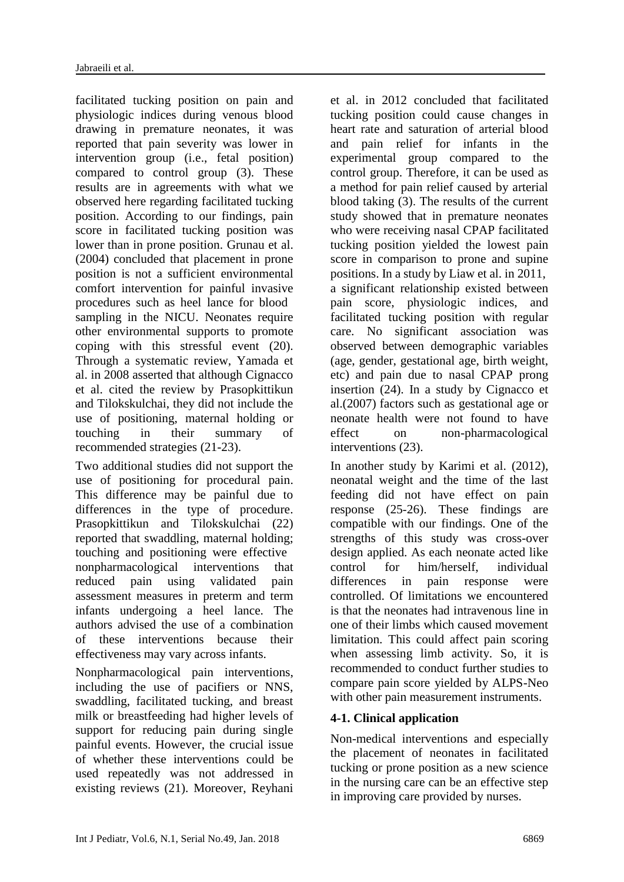facilitated tucking position on pain and physiologic indices during venous blood drawing in premature neonates, it was reported that pain severity was lower in intervention group (i.e., fetal position) compared to control group (3). These results are in agreements with what we observed here regarding facilitated tucking position. According to our findings, pain score in facilitated tucking position was lower than in prone position. Grunau et al. (2004) concluded that placement in prone position is not a sufficient environmental comfort intervention for painful invasive procedures such as heel lance for blood sampling in the NICU. Neonates require other environmental supports to promote coping with this stressful event (20). Through a systematic review, Yamada et al. in 2008 asserted that although Cignacco et al. cited the review by Prasopkittikun and Tilokskulchai, they did not include the use of positioning, maternal holding or touching in their summary of recommended strategies (21-23).

Two additional studies did not support the use of positioning for procedural pain. This difference may be painful due to differences in the type of procedure. Prasopkittikun and Tilokskulchai (22) reported that swaddling, maternal holding; touching and positioning were effective nonpharmacological interventions that reduced pain using validated pain assessment measures in preterm and term infants undergoing a heel lance. The authors advised the use of a combination of these interventions because their effectiveness may vary across infants.

Nonpharmacological pain interventions, including the use of pacifiers or NNS, swaddling, facilitated tucking, and breast milk or breastfeeding had higher levels of support for reducing pain during single painful events. However, the crucial issue of whether these interventions could be used repeatedly was not addressed in existing reviews (21). Moreover, Reyhani et al. in 2012 concluded that facilitated tucking position could cause changes in heart rate and saturation of arterial blood and pain relief for infants in the experimental group compared to the control group. Therefore, it can be used as a method for pain relief caused by arterial blood taking (3). The results of the current study showed that in premature neonates who were receiving nasal CPAP facilitated tucking position yielded the lowest pain score in comparison to prone and supine positions. In a study by Liaw et al. in 2011, a significant relationship existed between pain score, physiologic indices, and facilitated tucking position with regular care. No significant association was observed between demographic variables (age, gender, gestational age, birth weight, etc) and pain due to nasal CPAP prong insertion (24). In a study by Cignacco et al.(2007) factors such as gestational age or neonate health were not found to have effect on non-pharmacological interventions (23).

In another study by Karimi et al. (2012), neonatal weight and the time of the last feeding did not have effect on pain response (25-26). These findings are compatible with our findings. One of the strengths of this study was cross-over design applied. As each neonate acted like control for him/herself, individual differences in pain response were controlled. Of limitations we encountered is that the neonates had intravenous line in one of their limbs which caused movement limitation. This could affect pain scoring when assessing limb activity. So, it is recommended to conduct further studies to compare pain score yielded by ALPS-Neo with other pain measurement instruments.

### 4-1. Clinical application

Non-medical interventions and especially the placement of neonates in facilitated tucking or prone position as a new science in the nursing care can be an effective step in improving care provided by nurses.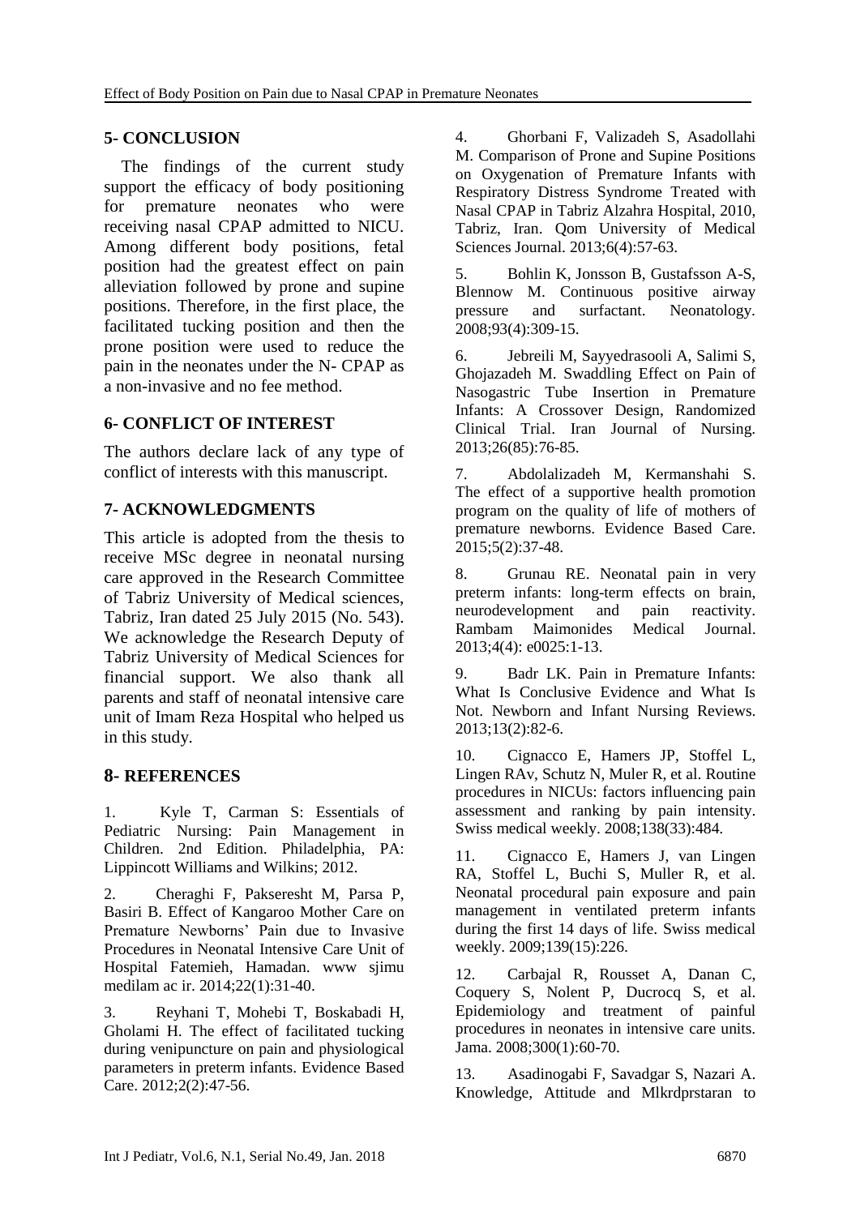## 5- CONCLUSION

The findings of the current study support the efficacy of body positioning for premature neonates who were receiving nasal CPAP admitted to NICU. Among different body positions, fetal position had the greatest effect on pain alleviation followed by prone and supine positions. Therefore, in the first place, the facilitated tucking position and then the prone position were used to reduce the pain in the neonates under the N- CPAP as a non-invasive and no fee method.

## 6- CONFLICT OF INTEREST

The authors declare lack of any type of conflict of interests with this manuscript.

## 7- ACKNOWLEDGMENTS

This article is adopted from the thesis to receive MSc degree in neonatal nursing care approved in the Research Committee of Tabriz University of Medical sciences, Tabriz, Iran dated 25 July 2015 (No. 543). We acknowledge the Research Deputy of Tabriz University of Medical Sciences for financial support. We also thank all parents and staff of neonatal intensive care unit of Imam Reza Hospital who helped us in this study.

## 8- REFERENCES

1. Kyle T, Carman S: Essentials of Pediatric Nursing: Pain Management in Children. 2nd Edition. Philadelphia, PA: Lippincott Williams and Wilkins; 2012.

2. Cheraghi F, Pakseresht M, Parsa P, Basiri B. Effect of Kangaroo Mother Care on Premature Newborns' Pain due to Invasive Procedures in Neonatal Intensive Care Unit of Hospital Fatemieh, Hamadan. www sjimu medilam ac ir. 2014;22(1):31-40.

3. Reyhani T, Mohebi T, Boskabadi H, Gholami H. The effect of facilitated tucking during venipuncture on pain and physiological parameters in preterm infants. Evidence Based Care. 2012;2(2):47-56.

4. Ghorbani F, Valizadeh S, Asadollahi M. Comparison of Prone and Supine Positions on Oxygenation of Premature Infants with Respiratory Distress Syndrome Treated with Nasal CPAP in Tabriz Alzahra Hospital, 2010, Tabriz, Iran. Qom University of Medical Sciences Journal. 2013;6(4):57-63.

5. Bohlin K, Jonsson B, Gustafsson A-S, Blennow M. Continuous positive airway pressure and surfactant. Neonatology. 2008;93(4):309-15.

6. Jebreili M, Sayyedrasooli A, Salimi S, Ghojazadeh M. Swaddling Effect on Pain of Nasogastric Tube Insertion in Premature Infants: A Crossover Design, Randomized Clinical Trial. Iran Journal of Nursing. 2013;26(85):76-85.

7. Abdolalizadeh M, Kermanshahi S. The effect of a supportive health promotion program on the quality of life of mothers of premature newborns. Evidence Based Care. 2015;5(2):37-48.

8. Grunau RE. Neonatal pain in very preterm infants: long-term effects on brain, neurodevelopment and pain reactivity. Rambam Maimonides Medical Journal. 2013;4(4): e0025:1-13.

9. Badr LK. Pain in Premature Infants: What Is Conclusive Evidence and What Is Not. Newborn and Infant Nursing Reviews. 2013;13(2):82-6.

10. Cignacco E, Hamers JP, Stoffel L, Lingen RAv, Schutz N, Muler R, et al. Routine procedures in NICUs: factors influencing pain assessment and ranking by pain intensity. Swiss medical weekly. 2008;138(33):484.

11. Cignacco E, Hamers J, van Lingen RA, Stoffel L, Buchi S, Muller R, et al. Neonatal procedural pain exposure and pain management in ventilated preterm infants during the first 14 days of life. Swiss medical weekly. 2009;139(15):226.

12. Carbajal R, Rousset A, Danan C, Coquery S, Nolent P, Ducrocq S, et al. Epidemiology and treatment of painful procedures in neonates in intensive care units. Jama. 2008;300(1):60-70.

13. Asadinogabi F, Savadgar S, Nazari A. Knowledge, Attitude and Mlkrdprstaran to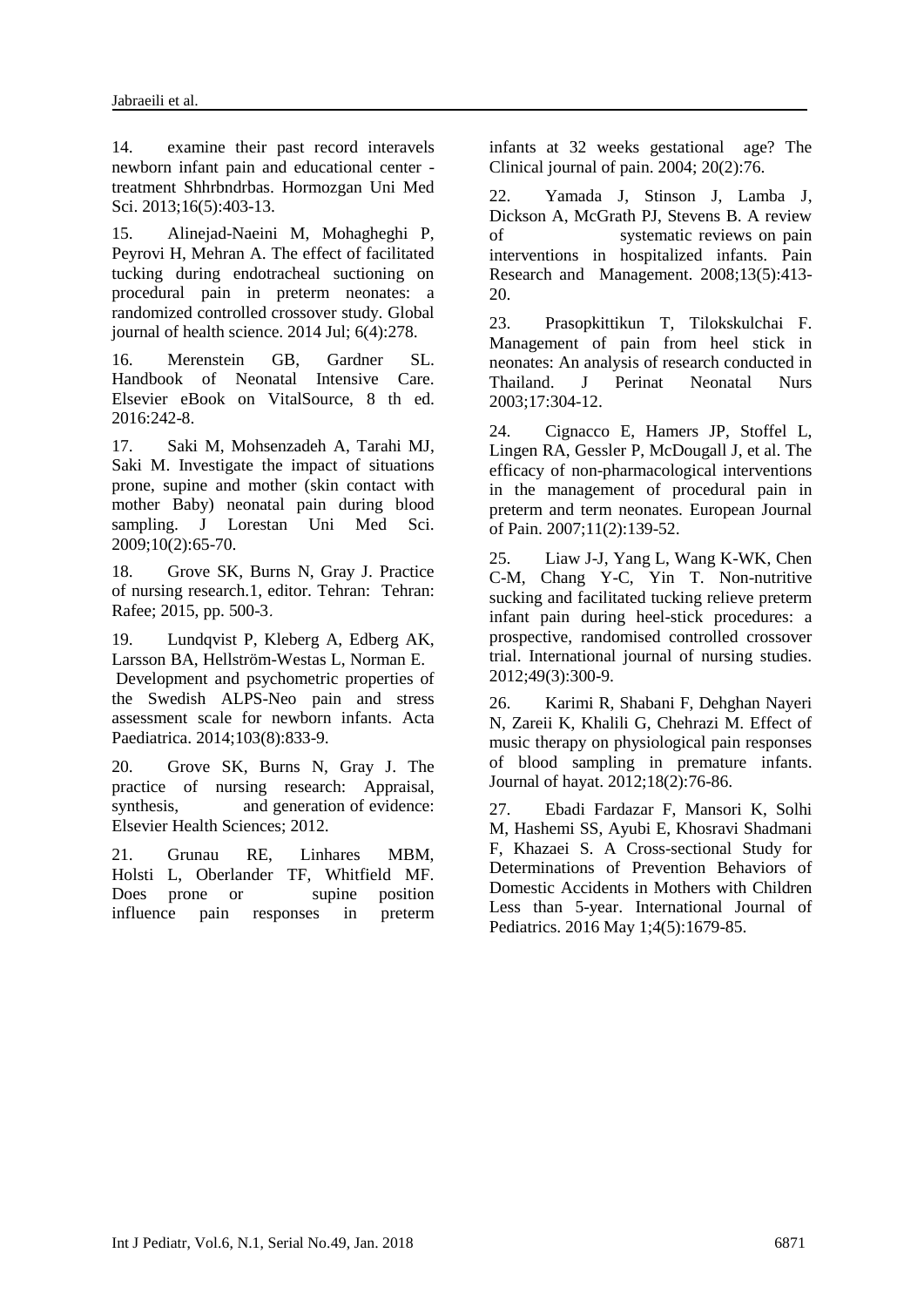14. examine their past record interavels newborn infant pain and educational center - treatment Shhrbndrbas. Hormozgan Uni Med Sci. 2013;16(5):403-13.

15. Alinejad-Naeini M, Mohagheghi P, Peyrovi H, Mehran A. The effect of facilitated tucking during endotracheal suctioning on procedural pain in preterm neonates: a randomized controlled crossover study. Global journal of health science. 2014 Jul; 6(4):278.

16. Merenstein GB, Gardner SL. Handbook of Neonatal Intensive Care. Elsevier eBook on VitalSource, 8 th ed. 2016:242-8.

17. Saki M, Mohsenzadeh A, Tarahi MJ, Saki M. Investigate the impact of situations prone, supine and mother (skin contact with mother Baby) neonatal pain during blood sampling. J Lorestan Uni Med Sci. 2009;10(2):65-70.

18. Grove SK, Burns N, Gray J. Practice of nursing research.1, editor. Tehran: Tehran: Rafee; 2015, pp. 500-3.

19. Lundqvist P, Kleberg A, Edberg AK, Larsson BA, Hellström-Westas L, Norman E. Development and psychometric properties of the Swedish ALPS-Neo pain and stress assessment scale for newborn infants. Acta Paediatrica. 2014;103(8):833-9.

20. Grove SK, Burns N, Gray J. The practice of nursing research: Appraisal, synthesis, and generation of evidence: Elsevier Health Sciences; 2012.

21. Grunau RE, Linhares MBM, Holsti L, Oberlander TF, Whitfield MF. Does prone or supine position influence pain responses in preterm infants at 32 weeks gestational age? The Clinical journal of pain. 2004; 20(2):76.

22. Yamada J, Stinson J, Lamba J, Dickson A, McGrath PJ, Stevens B. A review of systematic reviews on pain interventions in hospitalized infants. Pain Research and Management. 2008;13(5):413-20.

23. Prasopkittikun T, Tilokskulchai F. Management of pain from heel stick in neonates: An analysis of research conducted in Thailand. J Perinat Neonatal Nurs 2003;17:304-12.

24. Cignacco E, Hamers JP, Stoffel L, Lingen RA, Gessler P, McDougall J, et al. The efficacy of non-pharmacological interventions in the management of procedural pain in preterm and term neonates. European Journal of Pain. 2007;11(2):139-52.

25. Liaw J-J, Yang L, Wang K-WK, Chen C-M, Chang Y-C, Yin T. Non-nutritive sucking and facilitated tucking relieve preterm infant pain during heel-stick procedures: a prospective, randomised controlled crossover trial. International journal of nursing studies. 2012;49(3):300-9.

26. Karimi R, Shabani F, Dehghan Nayeri N, Zareii K, Khalili G, Chehrazi M. Effect of music therapy on physiological pain responses of blood sampling in premature infants. Journal of hayat. 2012;18(2):76-86.

27. Ebadi Fardazar F, Mansori K, Solhi M, Hashemi SS, Ayubi E, Khosravi Shadmani F, Khazaei S. A Cross-sectional Study for Determinations of Prevention Behaviors of Domestic Accidents in Mothers with Children Less than 5-year. International Journal of Pediatrics. 2016 May 1;4(5):1679-85.